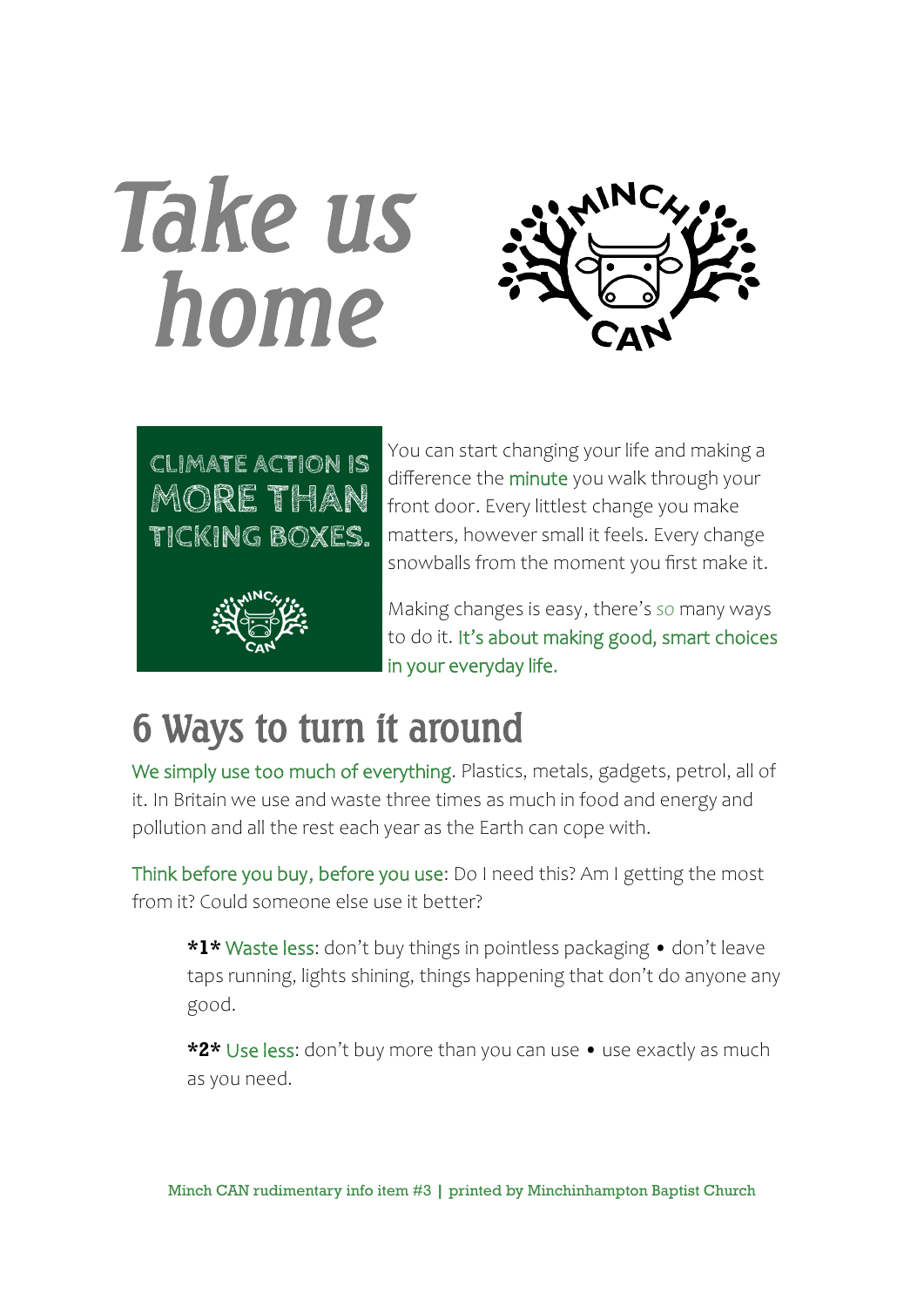# Take us home

CLIMATE ACTION IS MORE THAN TICKING BOXES.

You can start changing your life and making a difference the minute you walk through your front door. Every littlest change you make matters, however small it feels. Every change snowballs from the moment you first make it.

Making changes is easy, there's *so* many ways to do it. It's about making good, smart choices in your everyday life.

## 6 Ways to turn it around

We simply use too much of everything. Plastics, metals, gadgets, petrol, all of it. In Britain we use and waste three times as much in food and energy and pollution and all the rest each year as the Earth can cope with.

Think before you buy, before you use: Do I need this? Am I getting the most from it? Could someone else use it better?

> **\*1\*** Waste less: don't buy things in pointless packaging • don't leave taps running, lights shining, things happening that don't do anyone any good.

> **\*2\*** Use less: don't buy more than you can use • use exactly as much as you need.

Minch CAN rudimentary info item #3 | printed by Minchinhampton Baptist Church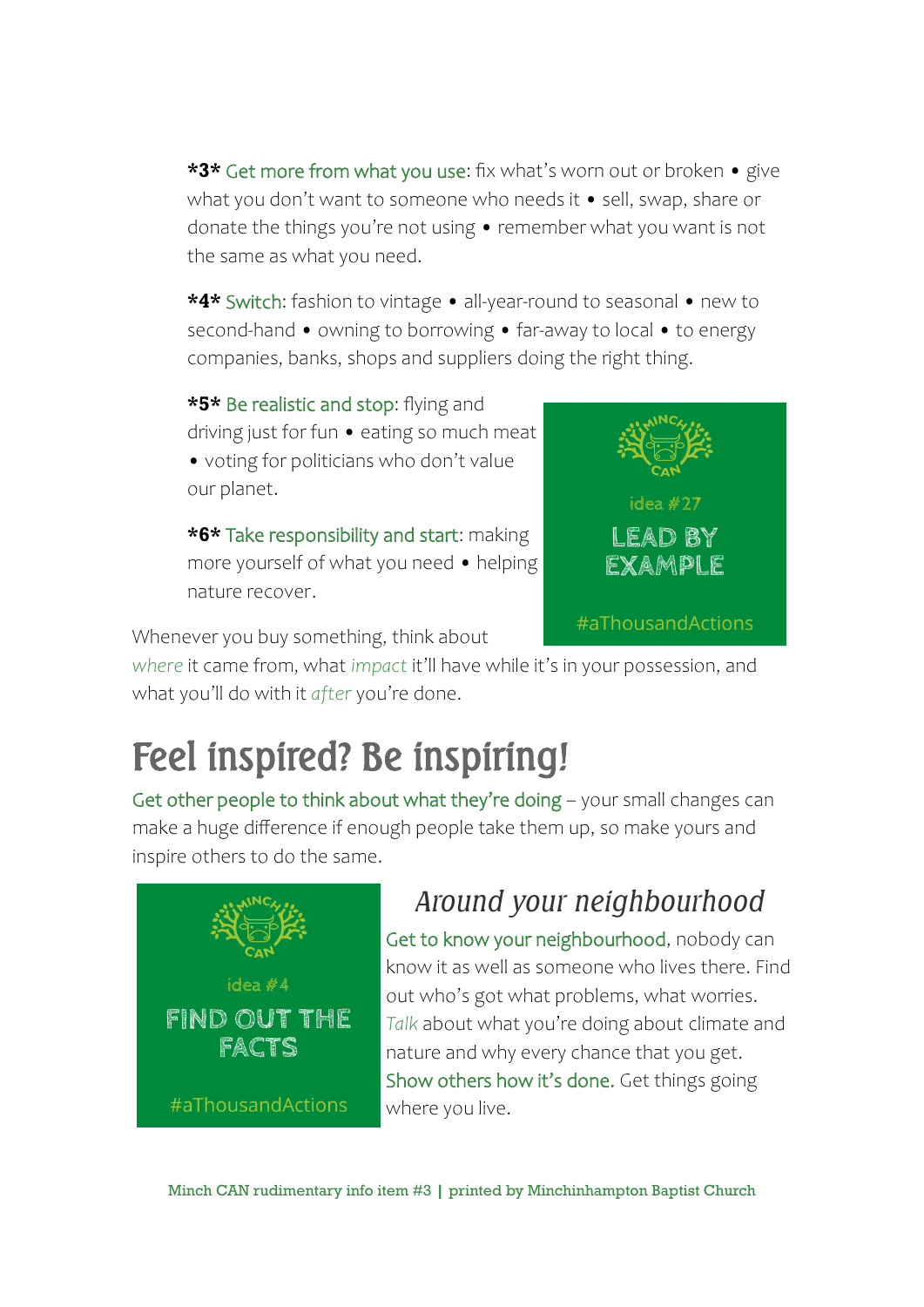**\*3\*** Get more from what you use: fix what's worn out or broken • give what you don't want to someone who needs it • sell, swap, share or donate the things you're not using • remember what you want is not the same as what you need.

**\*4\*** Switch: fashion to vintage • all-year-round to seasonal • new to second-hand • owning to borrowing • far-away to local • to energy companies, banks, shops and suppliers doing the right thing.

**\*5\*** Be realistic and stop: flying and driving just for fun • eating so much meat • voting for politicians who don't value our planet.

**\*6\*** Take responsibility and start: making more yourself of what you need • helping nature recover.

MINCH CAN

idea #27

LEAD BY EXAMPLE

#aThousandActions

Whenever you buy something, think about *where* it came from, what *impact* it'll have while it's in your possession, and what you'll do with it *after* you're done.

# Feel inspired? Be inspiring!

Get other people to think about what they're doing – your small changes can make a huge difference if enough people take them up, so make yours and inspire others to do the same.

MINCH CAN

idea #4

FIND OUT THE FACTS

#aThousandActions

## *Around your neighbourhood*

Get to know your neighbourhood, nobody can know it as well as someone who lives there. Find out who's got what problems, what worries. *Talk* about what you're doing about climate and nature and why every chance that you get. Show others how it's done. Get things going where you live.

Minch CAN rudimentary info item #3 | printed by Minchinhampton Baptist Church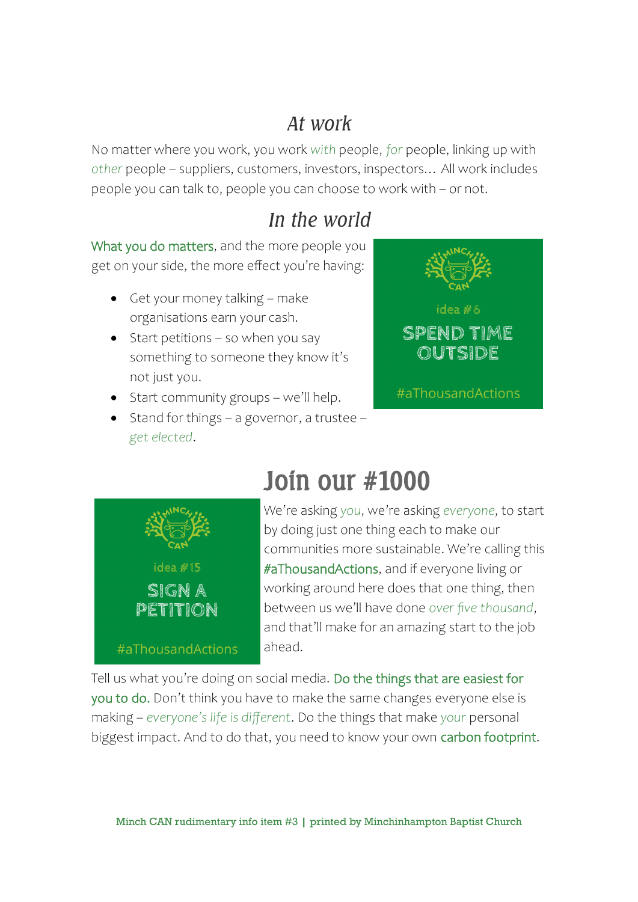## *At work*

No matter where you work, you work *with* people, *for* people, linking up with *other* people – suppliers, customers, investors, inspectors… All work includes people you can talk to, people you can choose to work with – or not.

## *In the world*

What you do matters, and the more people you get on your side, the more effect you're having:

- Get your money talking – make organisations earn your cash.
- Start petitions – so when you say something to someone they know it's not just you.
- Start community groups – we'll help.
- Stand for things – a governor, a trustee – *get elected*.

MINCH CAN

idea #6

SPEND TIME OUTSIDE

#aThousandActions

# Join our #1000

MINCH CAN

idea #15

SIGN A PETITION

#aThousandActions

We're asking *you*, we're asking *everyone*, to start by doing just one thing each to make our communities more sustainable. We're calling this #aThousandActions, and if everyone living or working around here does that one thing, then between us we'll have done *over five thousand*, and that'll make for an amazing start to the job ahead.

Tell us what you're doing on social media. Do the things that are easiest for you to do. Don't think you have to make the same changes everyone else is making – *everyone's life is different*. Do the things that make *your* personal biggest impact. And to do that, you need to know your own carbon footprint.

Minch CAN rudimentary info item #3 | printed by Minchinhampton Baptist Church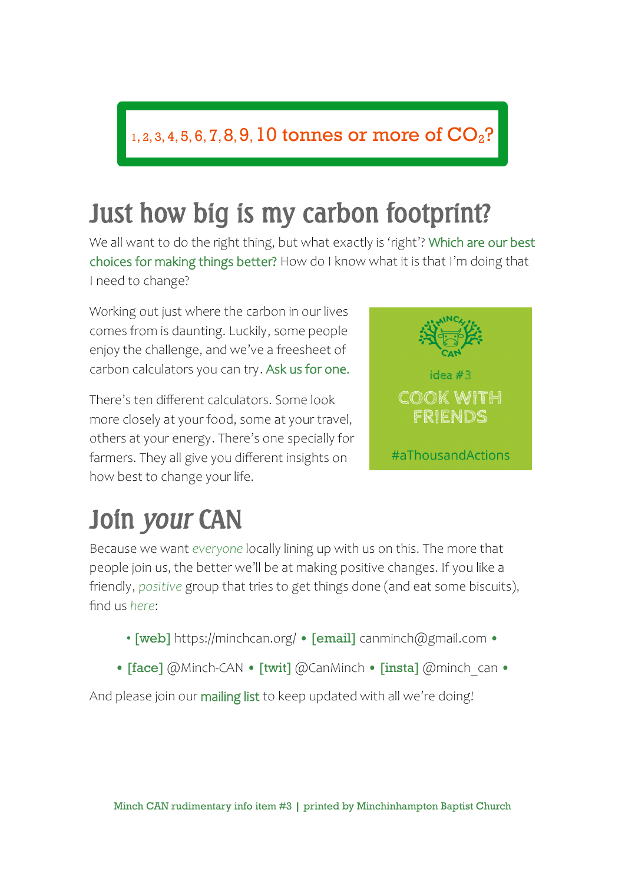1, 2, 3, 4, 5, 6, 7, 8, 9, 10 tonnes or more of $CO_2$?

# Just how big is my carbon footprint?

We all want to do the right thing, but what exactly is 'right'? Which are our best choices for making things better? How do I know what it is that I'm doing that I need to change?

Working out just where the carbon in our lives comes from is daunting. Luckily, some people enjoy the challenge, and we've a freesheet of carbon calculators you can try. Ask us for one.

There's ten different calculators. Some look more closely at your food, some at your travel, others at your energy. There's one specially for farmers. They all give you different insights on how best to change your life.

MINCH CAN

idea #3

COOK WITH FRIENDS

#aThousandActions

# Join *your* CAN

Because we want *everyone* locally lining up with us on this. The more that people join us, the better we'll be at making positive changes. If you like a friendly, *positive* group that tries to get things done (and eat some biscuits), find us *here*:

• **[web]** https://minchcan.org/ • **[email]** canminch@gmail.com •

• **[face]** @Minch-CAN • **[twit]** @CanMinch • **[insta]** @minch_can •

And please join our mailing list to keep updated with all we're doing!

Minch CAN rudimentary info item #3 | printed by Minchinhampton Baptist Church